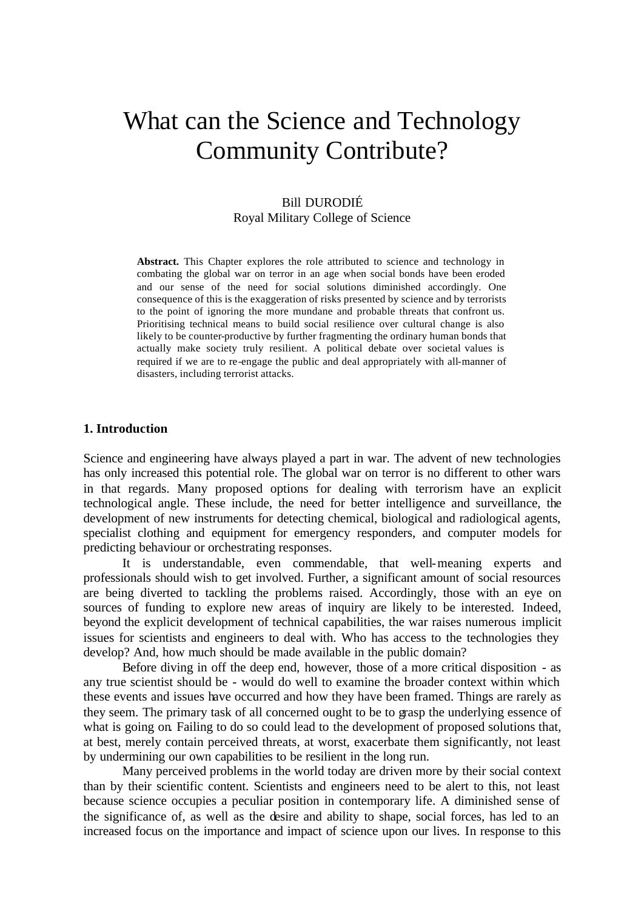# What can the Science and Technology Community Contribute?

Bill DURODIÉ
Royal Military College of Science

**Abstract.** This Chapter explores the role attributed to science and technology in combating the global war on terror in an age when social bonds have been eroded and our sense of the need for social solutions diminished accordingly. One consequence of this is the exaggeration of risks presented by science and by terrorists to the point of ignoring the more mundane and probable threats that confront us. Prioritising technical means to build social resilience over cultural change is also likely to be counter-productive by further fragmenting the ordinary human bonds that actually make society truly resilient. A political debate over societal values is required if we are to re-engage the public and deal appropriately with all-manner of disasters, including terrorist attacks.

## 1. Introduction

Science and engineering have always played a part in war. The advent of new technologies has only increased this potential role. The global war on terror is no different to other wars in that regards. Many proposed options for dealing with terrorism have an explicit technological angle. These include, the need for better intelligence and surveillance, the development of new instruments for detecting chemical, biological and radiological agents, specialist clothing and equipment for emergency responders, and computer models for predicting behaviour or orchestrating responses.

It is understandable, even commendable, that well-meaning experts and professionals should wish to get involved. Further, a significant amount of social resources are being diverted to tackling the problems raised. Accordingly, those with an eye on sources of funding to explore new areas of inquiry are likely to be interested. Indeed, beyond the explicit development of technical capabilities, the war raises numerous implicit issues for scientists and engineers to deal with. Who has access to the technologies they develop? And, how much should be made available in the public domain?

Before diving in off the deep end, however, those of a more critical disposition - as any true scientist should be - would do well to examine the broader context within which these events and issues have occurred and how they have been framed. Things are rarely as they seem. The primary task of all concerned ought to be to grasp the underlying essence of what is going on. Failing to do so could lead to the development of proposed solutions that, at best, merely contain perceived threats, at worst, exacerbate them significantly, not least by undermining our own capabilities to be resilient in the long run.

Many perceived problems in the world today are driven more by their social context than by their scientific content. Scientists and engineers need to be alert to this, not least because science occupies a peculiar position in contemporary life. A diminished sense of the significance of, as well as the desire and ability to shape, social forces, has led to an increased focus on the importance and impact of science upon our lives. In response to this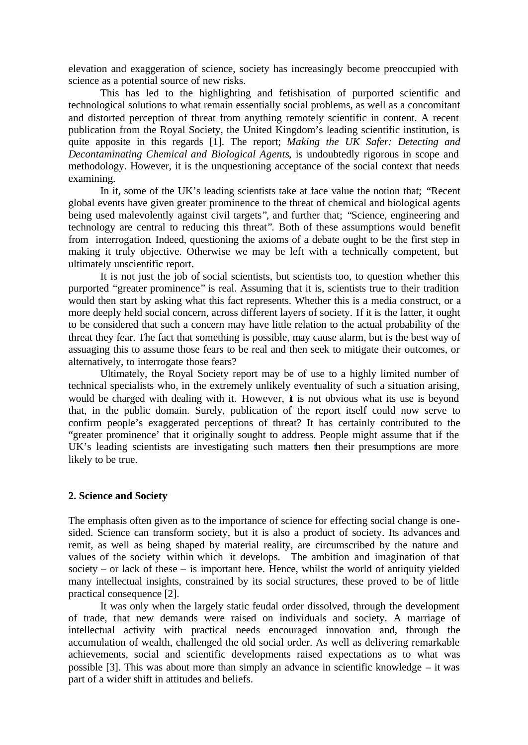elevation and exaggeration of science, society has increasingly become preoccupied with science as a potential source of new risks.

This has led to the highlighting and fetishisation of purported scientific and technological solutions to what remain essentially social problems, as well as a concomitant and distorted perception of threat from anything remotely scientific in content. A recent publication from the Royal Society, the United Kingdom's leading scientific institution, is quite apposite in this regards [1]. The report; *Making the UK Safer: Detecting and Decontaminating Chemical and Biological Agents*, is undoubtedly rigorous in scope and methodology. However, it is the unquestioning acceptance of the social context that needs examining.

In it, some of the UK's leading scientists take at face value the notion that; "Recent global events have given greater prominence to the threat of chemical and biological agents being used malevolently against civil targets", and further that; "Science, engineering and technology are central to reducing this threat". Both of these assumptions would benefit from interrogation. Indeed, questioning the axioms of a debate ought to be the first step in making it truly objective. Otherwise we may be left with a technically competent, but ultimately unscientific report.

It is not just the job of social scientists, but scientists too, to question whether this purported "greater prominence" is real. Assuming that it is, scientists true to their tradition would then start by asking what this fact represents. Whether this is a media construct, or a more deeply held social concern, across different layers of society. If it is the latter, it ought to be considered that such a concern may have little relation to the actual probability of the threat they fear. The fact that something is possible, may cause alarm, but is the best way of assuaging this to assume those fears to be real and then seek to mitigate their outcomes, or alternatively, to interrogate those fears?

Ultimately, the Royal Society report may be of use to a highly limited number of technical specialists who, in the extremely unlikely eventuality of such a situation arising, would be charged with dealing with it. However, it is not obvious what its use is beyond that, in the public domain. Surely, publication of the report itself could now serve to confirm people's exaggerated perceptions of threat? It has certainly contributed to the "greater prominence' that it originally sought to address. People might assume that if the UK's leading scientists are investigating such matters then their presumptions are more likely to be true.

## 2. Science and Society

The emphasis often given as to the importance of science for effecting social change is one-sided. Science can transform society, but it is also a product of society. Its advances and remit, as well as being shaped by material reality, are circumscribed by the nature and values of the society within which it develops. The ambition and imagination of that society – or lack of these – is important here. Hence, whilst the world of antiquity yielded many intellectual insights, constrained by its social structures, these proved to be of little practical consequence [2].

It was only when the largely static feudal order dissolved, through the development of trade, that new demands were raised on individuals and society. A marriage of intellectual activity with practical needs encouraged innovation and, through the accumulation of wealth, challenged the old social order. As well as delivering remarkable achievements, social and scientific developments raised expectations as to what was possible [3]. This was about more than simply an advance in scientific knowledge – it was part of a wider shift in attitudes and beliefs.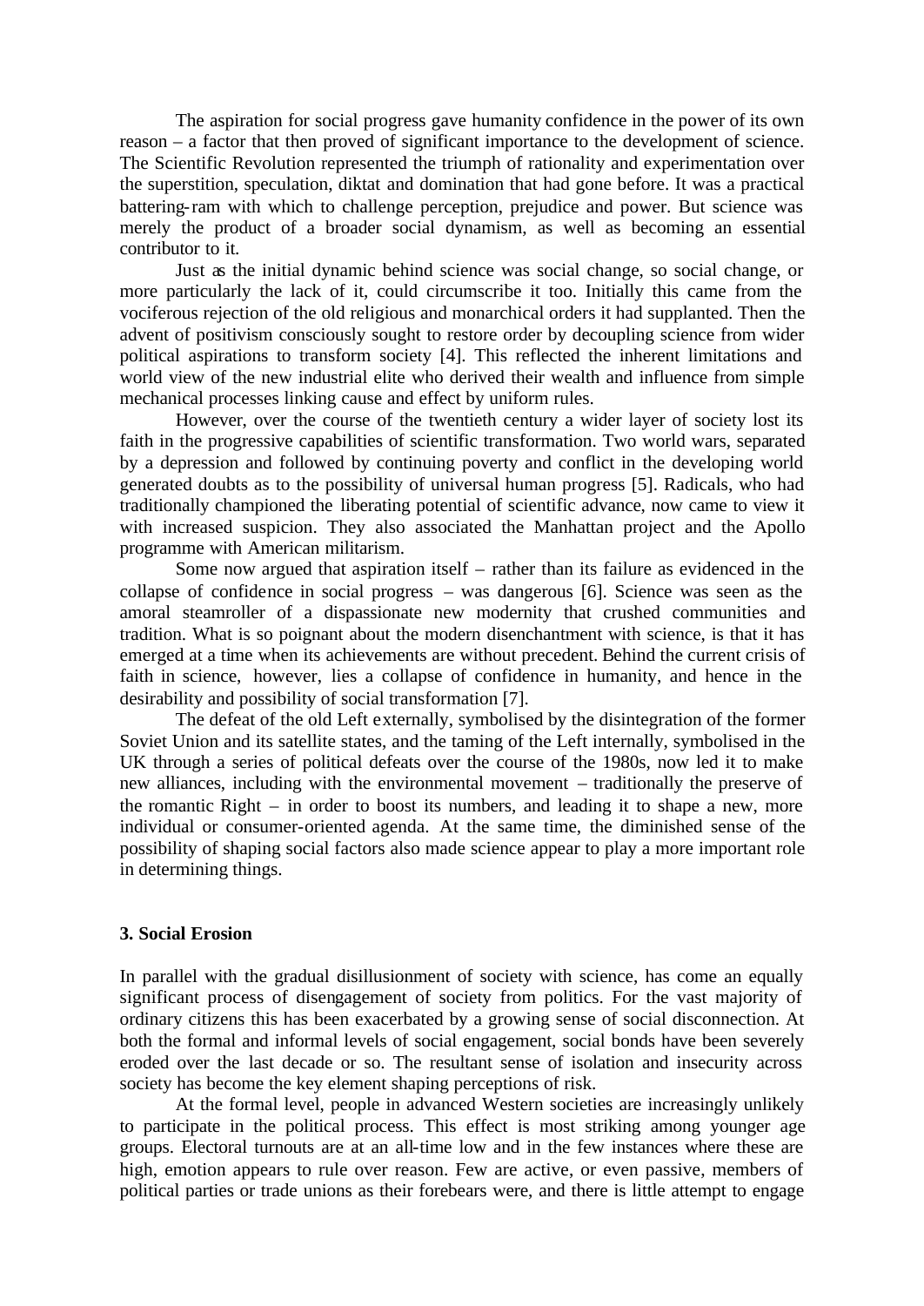The aspiration for social progress gave humanity confidence in the power of its own reason – a factor that then proved of significant importance to the development of science. The Scientific Revolution represented the triumph of rationality and experimentation over the superstition, speculation, diktat and domination that had gone before. It was a practical battering-ram with which to challenge perception, prejudice and power. But science was merely the product of a broader social dynamism, as well as becoming an essential contributor to it.

Just as the initial dynamic behind science was social change, so social change, or more particularly the lack of it, could circumscribe it too. Initially this came from the vociferous rejection of the old religious and monarchical orders it had supplanted. Then the advent of positivism consciously sought to restore order by decoupling science from wider political aspirations to transform society [4]. This reflected the inherent limitations and world view of the new industrial elite who derived their wealth and influence from simple mechanical processes linking cause and effect by uniform rules.

However, over the course of the twentieth century a wider layer of society lost its faith in the progressive capabilities of scientific transformation. Two world wars, separated by a depression and followed by continuing poverty and conflict in the developing world generated doubts as to the possibility of universal human progress [5]. Radicals, who had traditionally championed the liberating potential of scientific advance, now came to view it with increased suspicion. They also associated the Manhattan project and the Apollo programme with American militarism.

Some now argued that aspiration itself – rather than its failure as evidenced in the collapse of confidence in social progress – was dangerous [6]. Science was seen as the amoral steamroller of a dispassionate new modernity that crushed communities and tradition. What is so poignant about the modern disenchantment with science, is that it has emerged at a time when its achievements are without precedent. Behind the current crisis of faith in science, however, lies a collapse of confidence in humanity, and hence in the desirability and possibility of social transformation [7].

The defeat of the old Left externally, symbolised by the disintegration of the former Soviet Union and its satellite states, and the taming of the Left internally, symbolised in the UK through a series of political defeats over the course of the 1980s, now led it to make new alliances, including with the environmental movement – traditionally the preserve of the romantic Right – in order to boost its numbers, and leading it to shape a new, more individual or consumer-oriented agenda. At the same time, the diminished sense of the possibility of shaping social factors also made science appear to play a more important role in determining things.

### 3. Social Erosion

In parallel with the gradual disillusionment of society with science, has come an equally significant process of disengagement of society from politics. For the vast majority of ordinary citizens this has been exacerbated by a growing sense of social disconnection. At both the formal and informal levels of social engagement, social bonds have been severely eroded over the last decade or so. The resultant sense of isolation and insecurity across society has become the key element shaping perceptions of risk.

At the formal level, people in advanced Western societies are increasingly unlikely to participate in the political process. This effect is most striking among younger age groups. Electoral turnouts are at an all-time low and in the few instances where these are high, emotion appears to rule over reason. Few are active, or even passive, members of political parties or trade unions as their forebears were, and there is little attempt to engage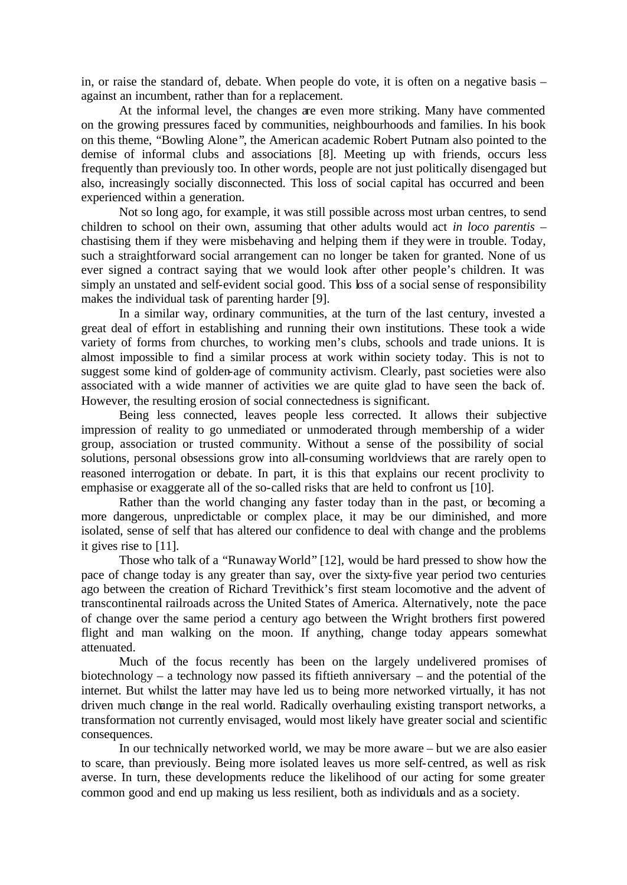in, or raise the standard of, debate. When people do vote, it is often on a negative basis – against an incumbent, rather than for a replacement.

At the informal level, the changes are even more striking. Many have commented on the growing pressures faced by communities, neighbourhoods and families. In his book on this theme, "Bowling Alone", the American academic Robert Putnam also pointed to the demise of informal clubs and associations [8]. Meeting up with friends, occurs less frequently than previously too. In other words, people are not just politically disengaged but also, increasingly socially disconnected. This loss of social capital has occurred and been experienced within a generation.

Not so long ago, for example, it was still possible across most urban centres, to send children to school on their own, assuming that other adults would act *in loco parentis* – chastising them if they were misbehaving and helping them if they were in trouble. Today, such a straightforward social arrangement can no longer be taken for granted. None of us ever signed a contract saying that we would look after other people's children. It was simply an unstated and self-evident social good. This loss of a social sense of responsibility makes the individual task of parenting harder [9].

In a similar way, ordinary communities, at the turn of the last century, invested a great deal of effort in establishing and running their own institutions. These took a wide variety of forms from churches, to working men's clubs, schools and trade unions. It is almost impossible to find a similar process at work within society today. This is not to suggest some kind of golden-age of community activism. Clearly, past societies were also associated with a wide manner of activities we are quite glad to have seen the back of. However, the resulting erosion of social connectedness is significant.

Being less connected, leaves people less corrected. It allows their subjective impression of reality to go unmediated or unmoderated through membership of a wider group, association or trusted community. Without a sense of the possibility of social solutions, personal obsessions grow into all-consuming worldviews that are rarely open to reasoned interrogation or debate. In part, it is this that explains our recent proclivity to emphasise or exaggerate all of the so-called risks that are held to confront us [10].

Rather than the world changing any faster today than in the past, or becoming a more dangerous, unpredictable or complex place, it may be our diminished, and more isolated, sense of self that has altered our confidence to deal with change and the problems it gives rise to [11].

Those who talk of a "Runaway World" [12], would be hard pressed to show how the pace of change today is any greater than say, over the sixty-five year period two centuries ago between the creation of Richard Trevithick's first steam locomotive and the advent of transcontinental railroads across the United States of America. Alternatively, note the pace of change over the same period a century ago between the Wright brothers first powered flight and man walking on the moon. If anything, change today appears somewhat attenuated.

Much of the focus recently has been on the largely undelivered promises of biotechnology – a technology now passed its fiftieth anniversary – and the potential of the internet. But whilst the latter may have led us to being more networked virtually, it has not driven much change in the real world. Radically overhauling existing transport networks, a transformation not currently envisaged, would most likely have greater social and scientific consequences.

In our technically networked world, we may be more aware – but we are also easier to scare, than previously. Being more isolated leaves us more self-centred, as well as risk averse. In turn, these developments reduce the likelihood of our acting for some greater common good and end up making us less resilient, both as individuals and as a society.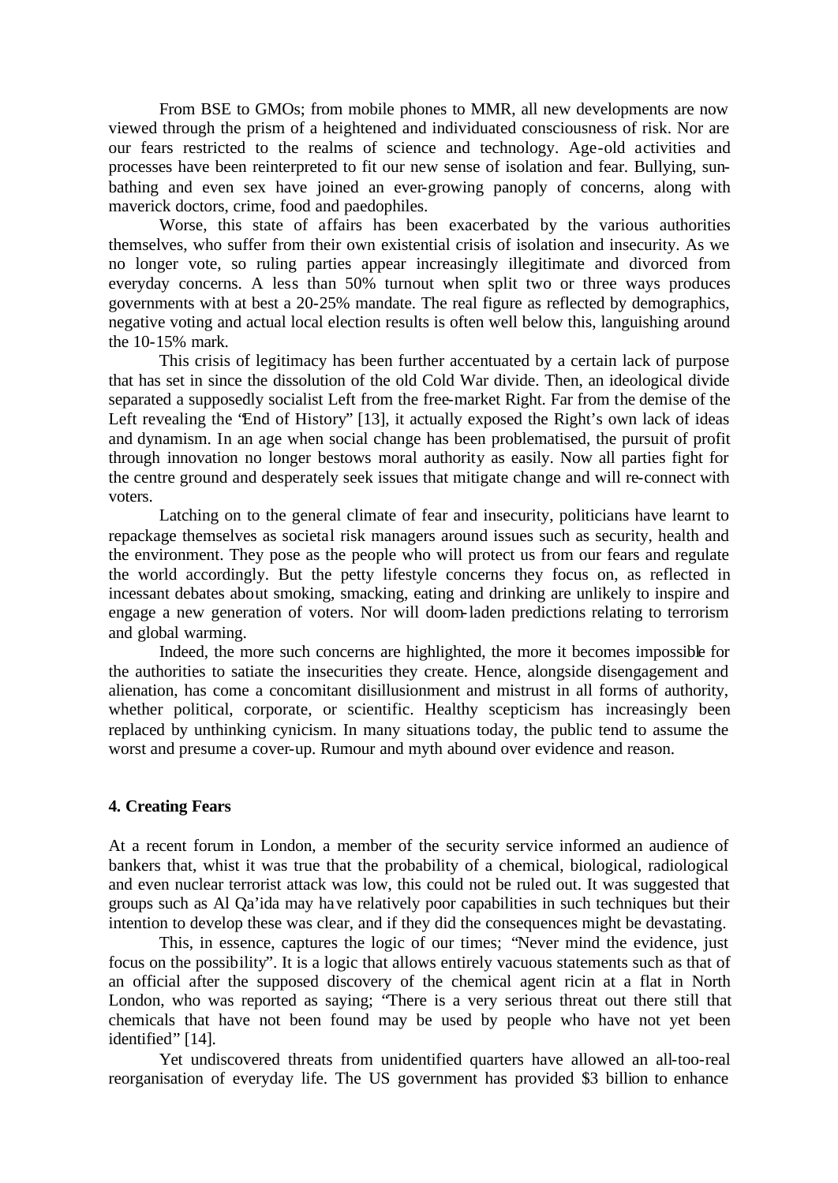From BSE to GMOs; from mobile phones to MMR, all new developments are now viewed through the prism of a heightened and individuated consciousness of risk. Nor are our fears restricted to the realms of science and technology. Age-old activities and processes have been reinterpreted to fit our new sense of isolation and fear. Bullying, sun-bathing and even sex have joined an ever-growing panoply of concerns, along with maverick doctors, crime, food and paedophiles.

Worse, this state of affairs has been exacerbated by the various authorities themselves, who suffer from their own existential crisis of isolation and insecurity. As we no longer vote, so ruling parties appear increasingly illegitimate and divorced from everyday concerns. A less than 50% turnout when split two or three ways produces governments with at best a 20-25% mandate. The real figure as reflected by demographics, negative voting and actual local election results is often well below this, languishing around the 10-15% mark.

This crisis of legitimacy has been further accentuated by a certain lack of purpose that has set in since the dissolution of the old Cold War divide. Then, an ideological divide separated a supposedly socialist Left from the free-market Right. Far from the demise of the Left revealing the "End of History" [13], it actually exposed the Right's own lack of ideas and dynamism. In an age when social change has been problematised, the pursuit of profit through innovation no longer bestows moral authority as easily. Now all parties fight for the centre ground and desperately seek issues that mitigate change and will re-connect with voters.

Latching on to the general climate of fear and insecurity, politicians have learnt to repackage themselves as societal risk managers around issues such as security, health and the environment. They pose as the people who will protect us from our fears and regulate the world accordingly. But the petty lifestyle concerns they focus on, as reflected in incessant debates about smoking, smacking, eating and drinking are unlikely to inspire and engage a new generation of voters. Nor will doom-laden predictions relating to terrorism and global warming.

Indeed, the more such concerns are highlighted, the more it becomes impossible for the authorities to satiate the insecurities they create. Hence, alongside disengagement and alienation, has come a concomitant disillusionment and mistrust in all forms of authority, whether political, corporate, or scientific. Healthy scepticism has increasingly been replaced by unthinking cynicism. In many situations today, the public tend to assume the worst and presume a cover-up. Rumour and myth abound over evidence and reason.

## 4. Creating Fears

At a recent forum in London, a member of the security service informed an audience of bankers that, whist it was true that the probability of a chemical, biological, radiological and even nuclear terrorist attack was low, this could not be ruled out. It was suggested that groups such as Al Qa'ida may have relatively poor capabilities in such techniques but their intention to develop these was clear, and if they did the consequences might be devastating.

This, in essence, captures the logic of our times; "Never mind the evidence, just focus on the possibility". It is a logic that allows entirely vacuous statements such as that of an official after the supposed discovery of the chemical agent ricin at a flat in North London, who was reported as saying; "There is a very serious threat out there still that chemicals that have not been found may be used by people who have not yet been identified" [14].

Yet undiscovered threats from unidentified quarters have allowed an all-too-real reorganisation of everyday life. The US government has provided $3 billion to enhance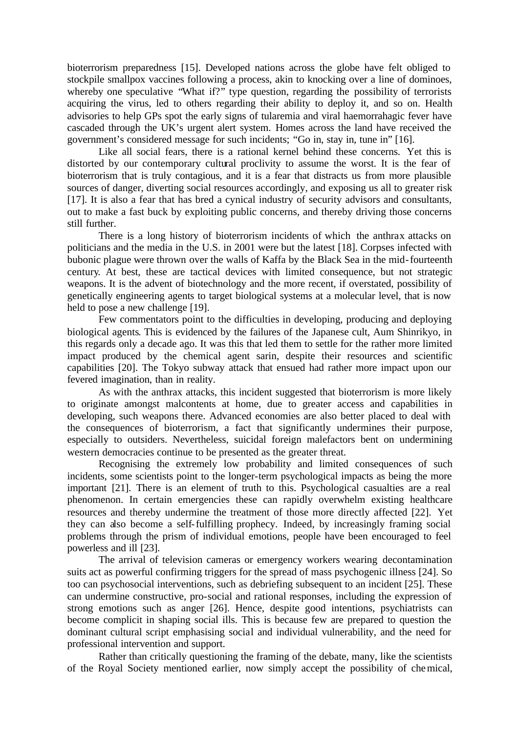bioterrorism preparedness [15]. Developed nations across the globe have felt obliged to stockpile smallpox vaccines following a process, akin to knocking over a line of dominoes, whereby one speculative "What if?" type question, regarding the possibility of terrorists acquiring the virus, led to others regarding their ability to deploy it, and so on. Health advisories to help GPs spot the early signs of tularemia and viral haemorrahagic fever have cascaded through the UK's urgent alert system. Homes across the land have received the government's considered message for such incidents; "Go in, stay in, tune in" [16].

Like all social fears, there is a rational kernel behind these concerns. Yet this is distorted by our contemporary cultural proclivity to assume the worst. It is the fear of bioterrorism that is truly contagious, and it is a fear that distracts us from more plausible sources of danger, diverting social resources accordingly, and exposing us all to greater risk [17]. It is also a fear that has bred a cynical industry of security advisors and consultants, out to make a fast buck by exploiting public concerns, and thereby driving those concerns still further.

There is a long history of bioterrorism incidents of which the anthrax attacks on politicians and the media in the U.S. in 2001 were but the latest [18]. Corpses infected with bubonic plague were thrown over the walls of Kaffa by the Black Sea in the mid-fourteenth century. At best, these are tactical devices with limited consequence, but not strategic weapons. It is the advent of biotechnology and the more recent, if overstated, possibility of genetically engineering agents to target biological systems at a molecular level, that is now held to pose a new challenge [19].

Few commentators point to the difficulties in developing, producing and deploying biological agents. This is evidenced by the failures of the Japanese cult, Aum Shinrikyo, in this regards only a decade ago. It was this that led them to settle for the rather more limited impact produced by the chemical agent sarin, despite their resources and scientific capabilities [20]. The Tokyo subway attack that ensued had rather more impact upon our fevered imagination, than in reality.

As with the anthrax attacks, this incident suggested that bioterrorism is more likely to originate amongst malcontents at home, due to greater access and capabilities in developing, such weapons there. Advanced economies are also better placed to deal with the consequences of bioterrorism, a fact that significantly undermines their purpose, especially to outsiders. Nevertheless, suicidal foreign malefactors bent on undermining western democracies continue to be presented as the greater threat.

Recognising the extremely low probability and limited consequences of such incidents, some scientists point to the longer-term psychological impacts as being the more important [21]. There is an element of truth to this. Psychological casualties are a real phenomenon. In certain emergencies these can rapidly overwhelm existing healthcare resources and thereby undermine the treatment of those more directly affected [22]. Yet they can also become a self-fulfilling prophecy. Indeed, by increasingly framing social problems through the prism of individual emotions, people have been encouraged to feel powerless and ill [23].

The arrival of television cameras or emergency workers wearing decontamination suits act as powerful confirming triggers for the spread of mass psychogenic illness [24]. So too can psychosocial interventions, such as debriefing subsequent to an incident [25]. These can undermine constructive, pro-social and rational responses, including the expression of strong emotions such as anger [26]. Hence, despite good intentions, psychiatrists can become complicit in shaping social ills. This is because few are prepared to question the dominant cultural script emphasising social and individual vulnerability, and the need for professional intervention and support.

Rather than critically questioning the framing of the debate, many, like the scientists of the Royal Society mentioned earlier, now simply accept the possibility of chemical,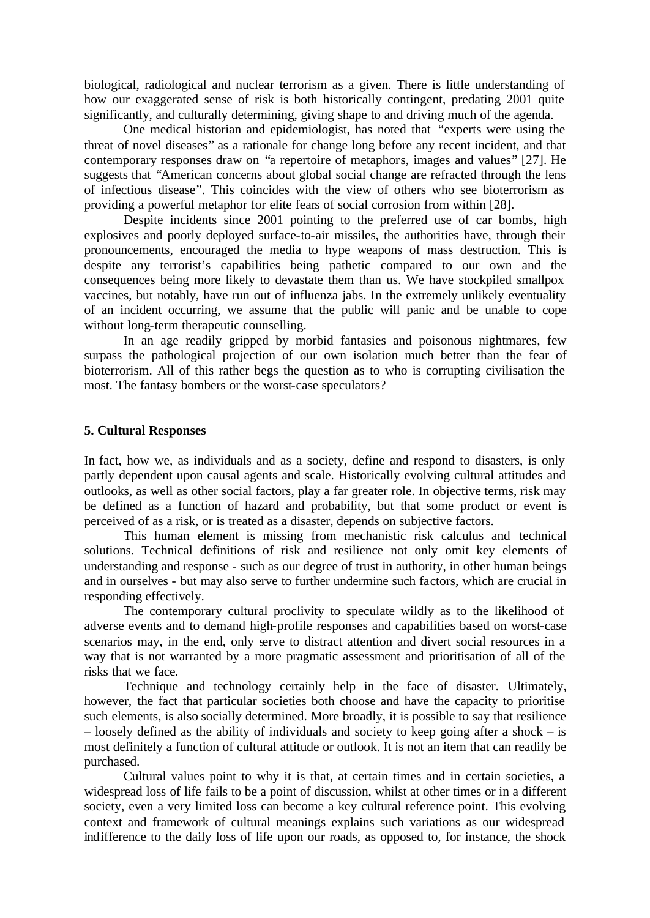biological, radiological and nuclear terrorism as a given. There is little understanding of how our exaggerated sense of risk is both historically contingent, predating 2001 quite significantly, and culturally determining, giving shape to and driving much of the agenda.

One medical historian and epidemiologist, has noted that "experts were using the threat of novel diseases" as a rationale for change long before any recent incident, and that contemporary responses draw on "a repertoire of metaphors, images and values" [27]. He suggests that "American concerns about global social change are refracted through the lens of infectious disease". This coincides with the view of others who see bioterrorism as providing a powerful metaphor for elite fears of social corrosion from within [28].

Despite incidents since 2001 pointing to the preferred use of car bombs, high explosives and poorly deployed surface-to-air missiles, the authorities have, through their pronouncements, encouraged the media to hype weapons of mass destruction. This is despite any terrorist's capabilities being pathetic compared to our own and the consequences being more likely to devastate them than us. We have stockpiled smallpox vaccines, but notably, have run out of influenza jabs. In the extremely unlikely eventuality of an incident occurring, we assume that the public will panic and be unable to cope without long-term therapeutic counselling.

In an age readily gripped by morbid fantasies and poisonous nightmares, few surpass the pathological projection of our own isolation much better than the fear of bioterrorism. All of this rather begs the question as to who is corrupting civilisation the most. The fantasy bombers or the worst-case speculators?

## 5. Cultural Responses

In fact, how we, as individuals and as a society, define and respond to disasters, is only partly dependent upon causal agents and scale. Historically evolving cultural attitudes and outlooks, as well as other social factors, play a far greater role. In objective terms, risk may be defined as a function of hazard and probability, but that some product or event is perceived of as a risk, or is treated as a disaster, depends on subjective factors.

This human element is missing from mechanistic risk calculus and technical solutions. Technical definitions of risk and resilience not only omit key elements of understanding and response - such as our degree of trust in authority, in other human beings and in ourselves - but may also serve to further undermine such factors, which are crucial in responding effectively.

The contemporary cultural proclivity to speculate wildly as to the likelihood of adverse events and to demand high-profile responses and capabilities based on worst-case scenarios may, in the end, only serve to distract attention and divert social resources in a way that is not warranted by a more pragmatic assessment and prioritisation of all of the risks that we face.

Technique and technology certainly help in the face of disaster. Ultimately, however, the fact that particular societies both choose and have the capacity to prioritise such elements, is also socially determined. More broadly, it is possible to say that resilience – loosely defined as the ability of individuals and society to keep going after a shock – is most definitely a function of cultural attitude or outlook. It is not an item that can readily be purchased.

Cultural values point to why it is that, at certain times and in certain societies, a widespread loss of life fails to be a point of discussion, whilst at other times or in a different society, even a very limited loss can become a key cultural reference point. This evolving context and framework of cultural meanings explains such variations as our widespread indifference to the daily loss of life upon our roads, as opposed to, for instance, the shock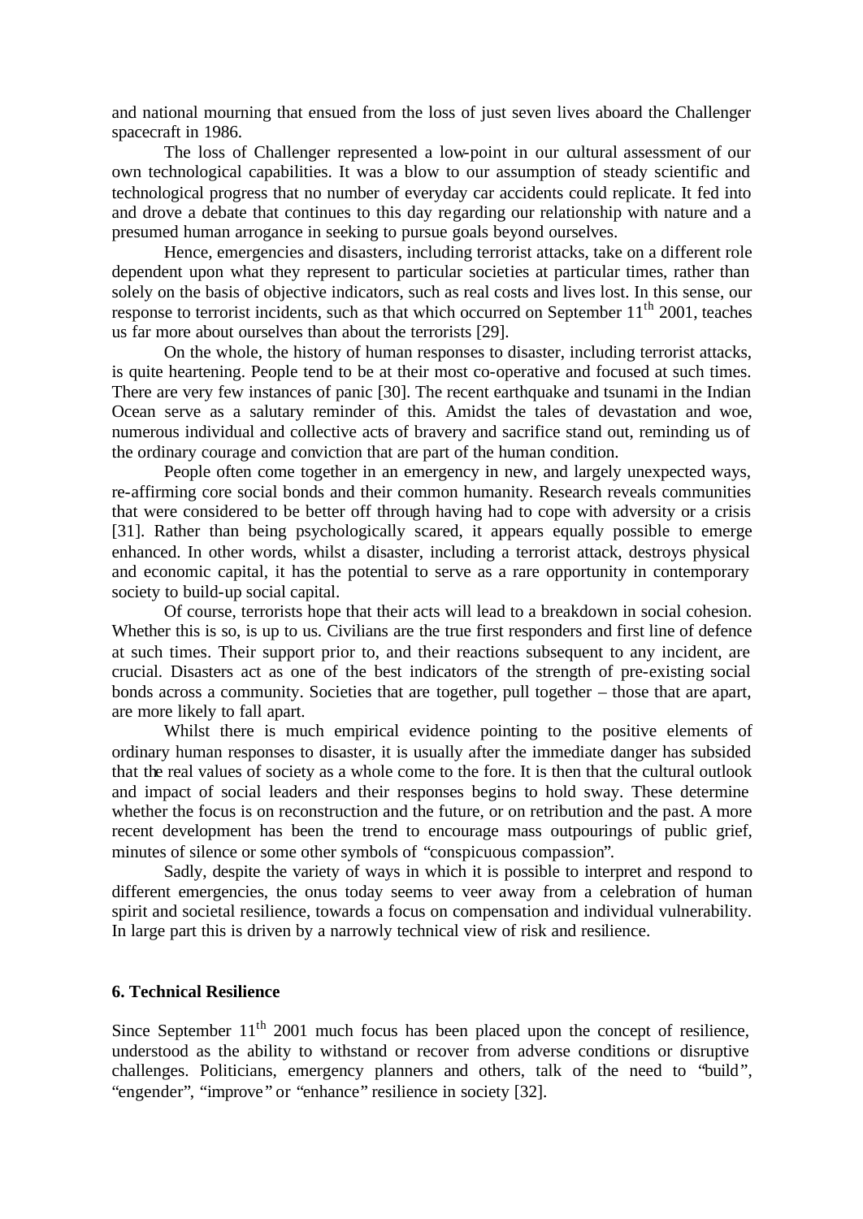and national mourning that ensued from the loss of just seven lives aboard the Challenger spacecraft in 1986.

The loss of Challenger represented a low-point in our cultural assessment of our own technological capabilities. It was a blow to our assumption of steady scientific and technological progress that no number of everyday car accidents could replicate. It fed into and drove a debate that continues to this day regarding our relationship with nature and a presumed human arrogance in seeking to pursue goals beyond ourselves.

Hence, emergencies and disasters, including terrorist attacks, take on a different role dependent upon what they represent to particular societies at particular times, rather than solely on the basis of objective indicators, such as real costs and lives lost. In this sense, our response to terrorist incidents, such as that which occurred on September 11th 2001, teaches us far more about ourselves than about the terrorists [29].

On the whole, the history of human responses to disaster, including terrorist attacks, is quite heartening. People tend to be at their most co-operative and focused at such times. There are very few instances of panic [30]. The recent earthquake and tsunami in the Indian Ocean serve as a salutary reminder of this. Amidst the tales of devastation and woe, numerous individual and collective acts of bravery and sacrifice stand out, reminding us of the ordinary courage and conviction that are part of the human condition.

People often come together in an emergency in new, and largely unexpected ways, re-affirming core social bonds and their common humanity. Research reveals communities that were considered to be better off through having had to cope with adversity or a crisis [31]. Rather than being psychologically scared, it appears equally possible to emerge enhanced. In other words, whilst a disaster, including a terrorist attack, destroys physical and economic capital, it has the potential to serve as a rare opportunity in contemporary society to build-up social capital.

Of course, terrorists hope that their acts will lead to a breakdown in social cohesion. Whether this is so, is up to us. Civilians are the true first responders and first line of defence at such times. Their support prior to, and their reactions subsequent to any incident, are crucial. Disasters act as one of the best indicators of the strength of pre-existing social bonds across a community. Societies that are together, pull together – those that are apart, are more likely to fall apart.

Whilst there is much empirical evidence pointing to the positive elements of ordinary human responses to disaster, it is usually after the immediate danger has subsided that the real values of society as a whole come to the fore. It is then that the cultural outlook and impact of social leaders and their responses begins to hold sway. These determine whether the focus is on reconstruction and the future, or on retribution and the past. A more recent development has been the trend to encourage mass outpourings of public grief, minutes of silence or some other symbols of "conspicuous compassion".

Sadly, despite the variety of ways in which it is possible to interpret and respond to different emergencies, the onus today seems to veer away from a celebration of human spirit and societal resilience, towards a focus on compensation and individual vulnerability. In large part this is driven by a narrowly technical view of risk and resilience.

## 6. Technical Resilience

Since September 11th 2001 much focus has been placed upon the concept of resilience, understood as the ability to withstand or recover from adverse conditions or disruptive challenges. Politicians, emergency planners and others, talk of the need to "build", "engender", "improve" or "enhance" resilience in society [32].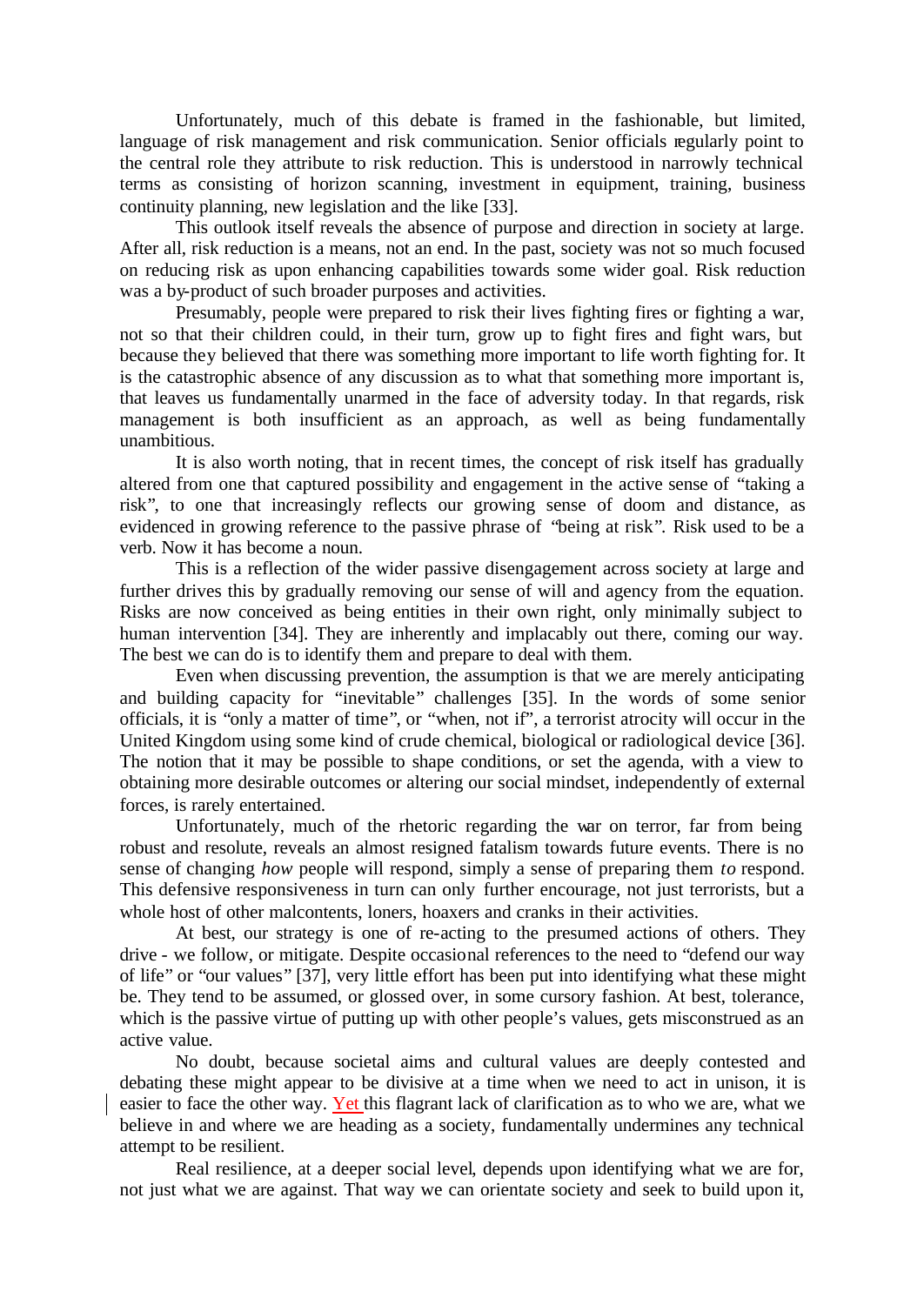Unfortunately, much of this debate is framed in the fashionable, but limited, language of risk management and risk communication. Senior officials regularly point to the central role they attribute to risk reduction. This is understood in narrowly technical terms as consisting of horizon scanning, investment in equipment, training, business continuity planning, new legislation and the like [33].

This outlook itself reveals the absence of purpose and direction in society at large. After all, risk reduction is a means, not an end. In the past, society was not so much focused on reducing risk as upon enhancing capabilities towards some wider goal. Risk reduction was a by-product of such broader purposes and activities.

Presumably, people were prepared to risk their lives fighting fires or fighting a war, not so that their children could, in their turn, grow up to fight fires and fight wars, but because they believed that there was something more important to life worth fighting for. It is the catastrophic absence of any discussion as to what that something more important is, that leaves us fundamentally unarmed in the face of adversity today. In that regards, risk management is both insufficient as an approach, as well as being fundamentally unambitious.

It is also worth noting, that in recent times, the concept of risk itself has gradually altered from one that captured possibility and engagement in the active sense of "taking a risk", to one that increasingly reflects our growing sense of doom and distance, as evidenced in growing reference to the passive phrase of "being at risk". Risk used to be a verb. Now it has become a noun.

This is a reflection of the wider passive disengagement across society at large and further drives this by gradually removing our sense of will and agency from the equation. Risks are now conceived as being entities in their own right, only minimally subject to human intervention [34]. They are inherently and implacably out there, coming our way. The best we can do is to identify them and prepare to deal with them.

Even when discussing prevention, the assumption is that we are merely anticipating and building capacity for "inevitable" challenges [35]. In the words of some senior officials, it is "only a matter of time", or "when, not if", a terrorist atrocity will occur in the United Kingdom using some kind of crude chemical, biological or radiological device [36]. The notion that it may be possible to shape conditions, or set the agenda, with a view to obtaining more desirable outcomes or altering our social mindset, independently of external forces, is rarely entertained.

Unfortunately, much of the rhetoric regarding the war on terror, far from being robust and resolute, reveals an almost resigned fatalism towards future events. There is no sense of changing *how* people will respond, simply a sense of preparing them *to* respond. This defensive responsiveness in turn can only further encourage, not just terrorists, but a whole host of other malcontents, loners, hoaxers and cranks in their activities.

At best, our strategy is one of re-acting to the presumed actions of others. They drive - we follow, or mitigate. Despite occasional references to the need to "defend our way of life" or "our values" [37], very little effort has been put into identifying what these might be. They tend to be assumed, or glossed over, in some cursory fashion. At best, tolerance, which is the passive virtue of putting up with other people's values, gets misconstrued as an active value.

No doubt, because societal aims and cultural values are deeply contested and debating these might appear to be divisive at a time when we need to act in unison, it is easier to face the other way. Yet this flagrant lack of clarification as to who we are, what we believe in and where we are heading as a society, fundamentally undermines any technical attempt to be resilient.

Real resilience, at a deeper social level, depends upon identifying what we are for, not just what we are against. That way we can orientate society and seek to build upon it,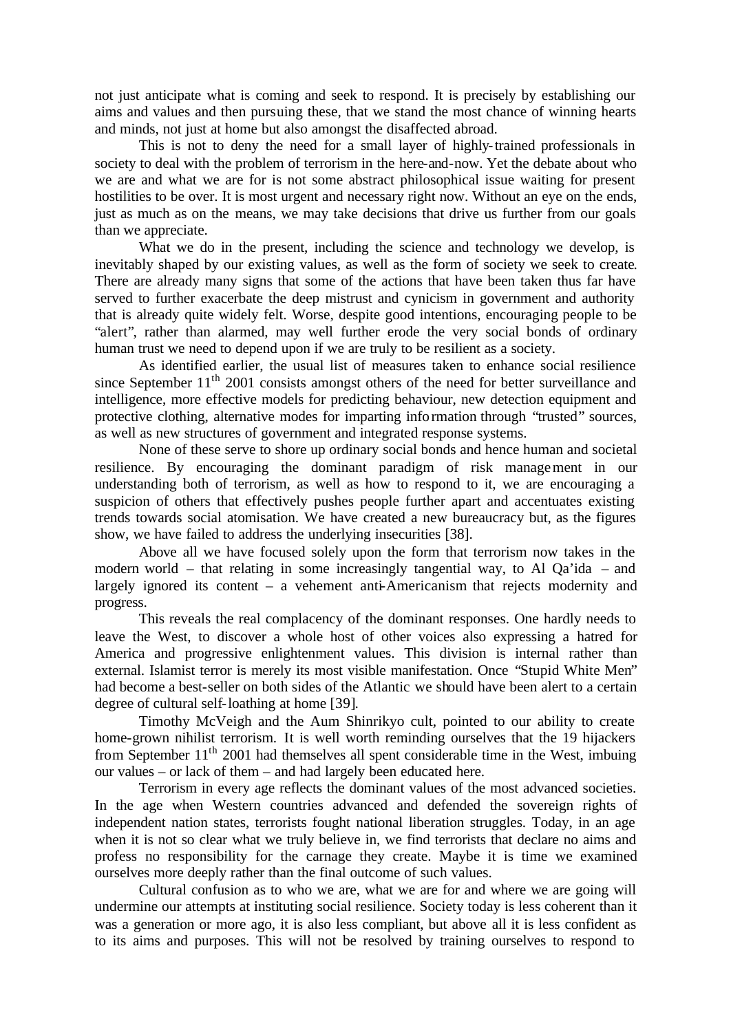not just anticipate what is coming and seek to respond. It is precisely by establishing our aims and values and then pursuing these, that we stand the most chance of winning hearts and minds, not just at home but also amongst the disaffected abroad.

This is not to deny the need for a small layer of highly-trained professionals in society to deal with the problem of terrorism in the here-and-now. Yet the debate about who we are and what we are for is not some abstract philosophical issue waiting for present hostilities to be over. It is most urgent and necessary right now. Without an eye on the ends, just as much as on the means, we may take decisions that drive us further from our goals than we appreciate.

What we do in the present, including the science and technology we develop, is inevitably shaped by our existing values, as well as the form of society we seek to create. There are already many signs that some of the actions that have been taken thus far have served to further exacerbate the deep mistrust and cynicism in government and authority that is already quite widely felt. Worse, despite good intentions, encouraging people to be "alert", rather than alarmed, may well further erode the very social bonds of ordinary human trust we need to depend upon if we are truly to be resilient as a society.

As identified earlier, the usual list of measures taken to enhance social resilience since September 11th 2001 consists amongst others of the need for better surveillance and intelligence, more effective models for predicting behaviour, new detection equipment and protective clothing, alternative modes for imparting information through "trusted" sources, as well as new structures of government and integrated response systems.

None of these serve to shore up ordinary social bonds and hence human and societal resilience. By encouraging the dominant paradigm of risk management in our understanding both of terrorism, as well as how to respond to it, we are encouraging a suspicion of others that effectively pushes people further apart and accentuates existing trends towards social atomisation. We have created a new bureaucracy but, as the figures show, we have failed to address the underlying insecurities [38].

Above all we have focused solely upon the form that terrorism now takes in the modern world – that relating in some increasingly tangential way, to Al Qa'ida – and largely ignored its content – a vehement anti-Americanism that rejects modernity and progress.

This reveals the real complacency of the dominant responses. One hardly needs to leave the West, to discover a whole host of other voices also expressing a hatred for America and progressive enlightenment values. This division is internal rather than external. Islamist terror is merely its most visible manifestation. Once "Stupid White Men" had become a best-seller on both sides of the Atlantic we should have been alert to a certain degree of cultural self-loathing at home [39].

Timothy McVeigh and the Aum Shinrikyo cult, pointed to our ability to create home-grown nihilist terrorism. It is well worth reminding ourselves that the 19 hijackers from September 11th 2001 had themselves all spent considerable time in the West, imbuing our values – or lack of them – and had largely been educated here.

Terrorism in every age reflects the dominant values of the most advanced societies. In the age when Western countries advanced and defended the sovereign rights of independent nation states, terrorists fought national liberation struggles. Today, in an age when it is not so clear what we truly believe in, we find terrorists that declare no aims and profess no responsibility for the carnage they create. Maybe it is time we examined ourselves more deeply rather than the final outcome of such values.

Cultural confusion as to who we are, what we are for and where we are going will undermine our attempts at instituting social resilience. Society today is less coherent than it was a generation or more ago, it is also less compliant, but above all it is less confident as to its aims and purposes. This will not be resolved by training ourselves to respond to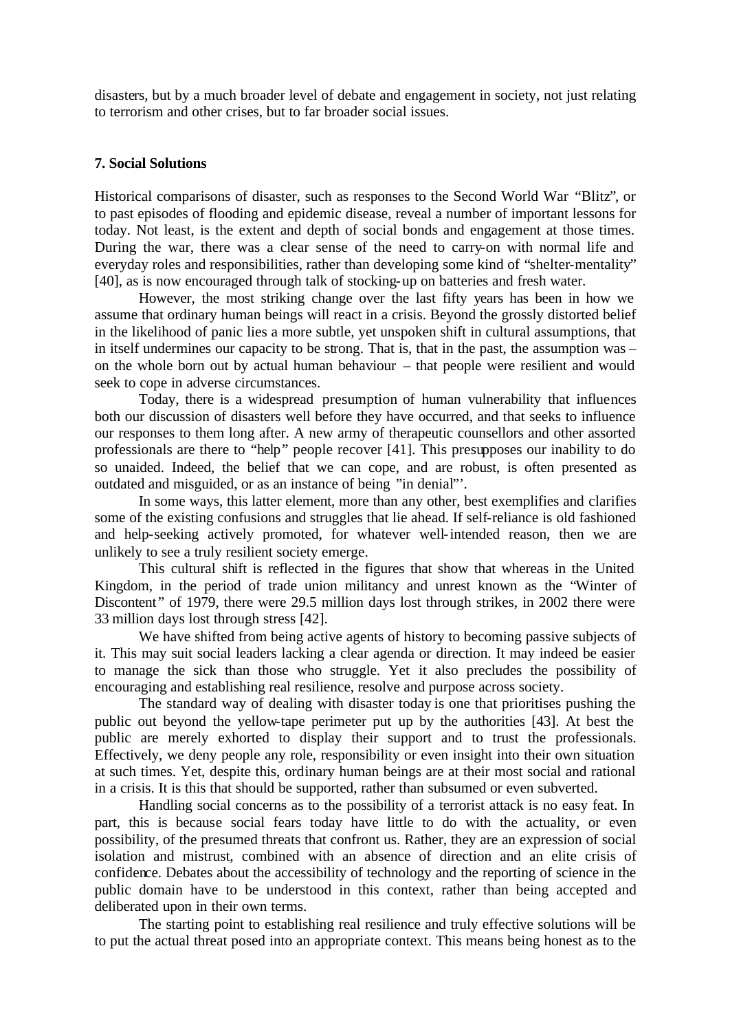disasters, but by a much broader level of debate and engagement in society, not just relating to terrorism and other crises, but to far broader social issues.

## 7. Social Solutions

Historical comparisons of disaster, such as responses to the Second World War "Blitz", or to past episodes of flooding and epidemic disease, reveal a number of important lessons for today. Not least, is the extent and depth of social bonds and engagement at those times. During the war, there was a clear sense of the need to carry-on with normal life and everyday roles and responsibilities, rather than developing some kind of "shelter-mentality" [40], as is now encouraged through talk of stocking-up on batteries and fresh water.

However, the most striking change over the last fifty years has been in how we assume that ordinary human beings will react in a crisis. Beyond the grossly distorted belief in the likelihood of panic lies a more subtle, yet unspoken shift in cultural assumptions, that in itself undermines our capacity to be strong. That is, that in the past, the assumption was – on the whole born out by actual human behaviour – that people were resilient and would seek to cope in adverse circumstances.

Today, there is a widespread presumption of human vulnerability that influences both our discussion of disasters well before they have occurred, and that seeks to influence our responses to them long after. A new army of therapeutic counsellors and other assorted professionals are there to "help" people recover [41]. This presupposes our inability to do so unaided. Indeed, the belief that we can cope, and are robust, is often presented as outdated and misguided, or as an instance of being "in denial"'.

In some ways, this latter element, more than any other, best exemplifies and clarifies some of the existing confusions and struggles that lie ahead. If self-reliance is old fashioned and help-seeking actively promoted, for whatever well-intended reason, then we are unlikely to see a truly resilient society emerge.

This cultural shift is reflected in the figures that show that whereas in the United Kingdom, in the period of trade union militancy and unrest known as the "Winter of Discontent" of 1979, there were 29.5 million days lost through strikes, in 2002 there were 33 million days lost through stress [42].

We have shifted from being active agents of history to becoming passive subjects of it. This may suit social leaders lacking a clear agenda or direction. It may indeed be easier to manage the sick than those who struggle. Yet it also precludes the possibility of encouraging and establishing real resilience, resolve and purpose across society.

The standard way of dealing with disaster today is one that prioritises pushing the public out beyond the yellow-tape perimeter put up by the authorities [43]. At best the public are merely exhorted to display their support and to trust the professionals. Effectively, we deny people any role, responsibility or even insight into their own situation at such times. Yet, despite this, ordinary human beings are at their most social and rational in a crisis. It is this that should be supported, rather than subsumed or even subverted.

Handling social concerns as to the possibility of a terrorist attack is no easy feat. In part, this is because social fears today have little to do with the actuality, or even possibility, of the presumed threats that confront us. Rather, they are an expression of social isolation and mistrust, combined with an absence of direction and an elite crisis of confidence. Debates about the accessibility of technology and the reporting of science in the public domain have to be understood in this context, rather than being accepted and deliberated upon in their own terms.

The starting point to establishing real resilience and truly effective solutions will be to put the actual threat posed into an appropriate context. This means being honest as to the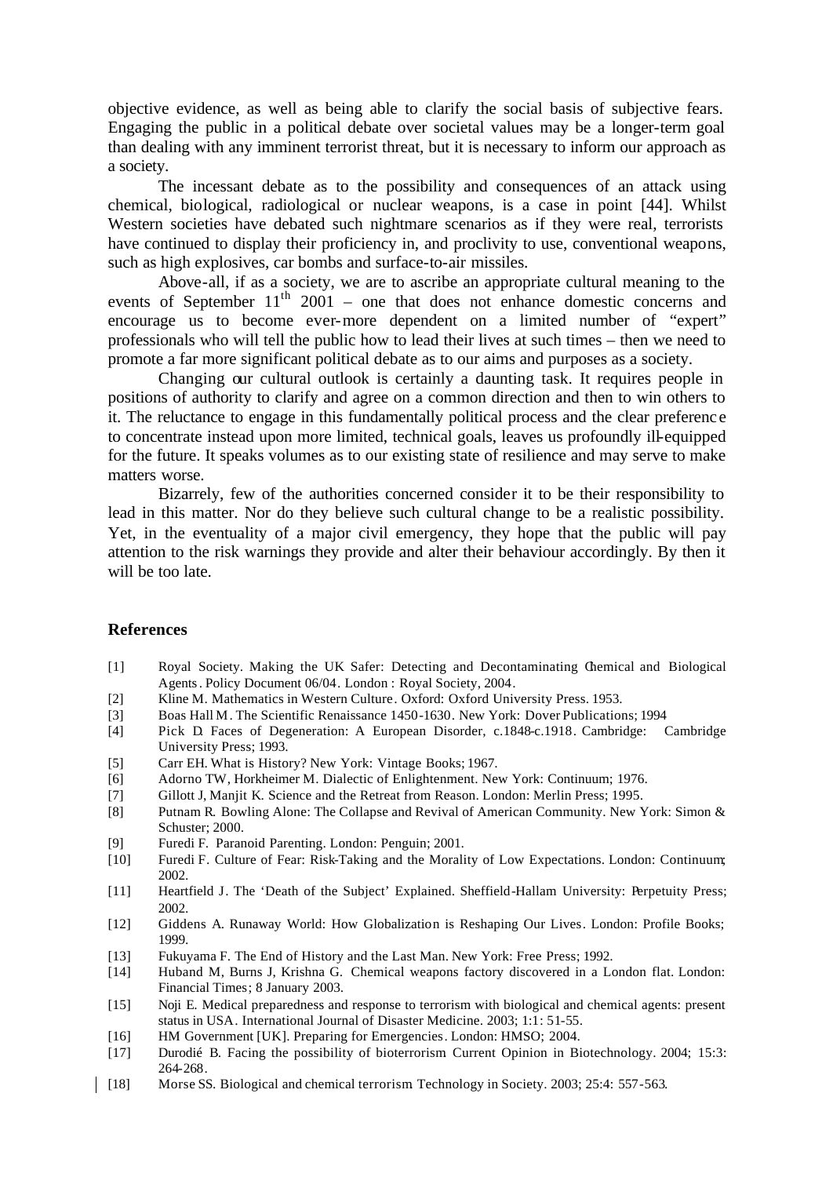objective evidence, as well as being able to clarify the social basis of subjective fears. Engaging the public in a political debate over societal values may be a longer-term goal than dealing with any imminent terrorist threat, but it is necessary to inform our approach as a society.

The incessant debate as to the possibility and consequences of an attack using chemical, biological, radiological or nuclear weapons, is a case in point [44]. Whilst Western societies have debated such nightmare scenarios as if they were real, terrorists have continued to display their proficiency in, and proclivity to use, conventional weapons, such as high explosives, car bombs and surface-to-air missiles.

Above-all, if as a society, we are to ascribe an appropriate cultural meaning to the events of September 11th 2001 – one that does not enhance domestic concerns and encourage us to become ever-more dependent on a limited number of "expert" professionals who will tell the public how to lead their lives at such times – then we need to promote a far more significant political debate as to our aims and purposes as a society.

Changing our cultural outlook is certainly a daunting task. It requires people in positions of authority to clarify and agree on a common direction and then to win others to it. The reluctance to engage in this fundamentally political process and the clear preference to concentrate instead upon more limited, technical goals, leaves us profoundly ill-equipped for the future. It speaks volumes as to our existing state of resilience and may serve to make matters worse.

Bizarrely, few of the authorities concerned consider it to be their responsibility to lead in this matter. Nor do they believe such cultural change to be a realistic possibility. Yet, in the eventuality of a major civil emergency, they hope that the public will pay attention to the risk warnings they provide and alter their behaviour accordingly. By then it will be too late.

## References

[1] Royal Society. Making the UK Safer: Detecting and Decontaminating Chemical and Biological Agents. Policy Document 06/04. London : Royal Society, 2004.

[2] Kline M. Mathematics in Western Culture. Oxford: Oxford University Press. 1953.

[3] Boas Hall M. The Scientific Renaissance 1450-1630. New York: Dover Publications; 1994

[4] Pick D. Faces of Degeneration: A European Disorder, c.1848-c.1918. Cambridge: Cambridge University Press; 1993.

[5] Carr EH. What is History? New York: Vintage Books; 1967.

[6] Adorno TW, Horkheimer M. Dialectic of Enlightenment. New York: Continuum; 1976.

[7] Gillott J, Manjit K. Science and the Retreat from Reason. London: Merlin Press; 1995.

[8] Putnam R. Bowling Alone: The Collapse and Revival of American Community. New York: Simon & Schuster; 2000.

[9] Furedi F. Paranoid Parenting. London: Penguin; 2001.

[10] Furedi F. Culture of Fear: Risk-Taking and the Morality of Low Expectations. London: Continuum; 2002.

[11] Heartfield J. The 'Death of the Subject' Explained. Sheffield-Hallam University: Perpetuity Press; 2002.

[12] Giddens A. Runaway World: How Globalization is Reshaping Our Lives. London: Profile Books; 1999.

[13] Fukuyama F. The End of History and the Last Man. New York: Free Press; 1992.

[14] Huband M, Burns J, Krishna G. Chemical weapons factory discovered in a London flat. London: Financial Times; 8 January 2003.

[15] Noji E. Medical preparedness and response to terrorism with biological and chemical agents: present status in USA. International Journal of Disaster Medicine. 2003; 1:1: 51-55.

[16] HM Government [UK]. Preparing for Emergencies. London: HMSO; 2004.

[17] Durodié B. Facing the possibility of bioterrorism Current Opinion in Biotechnology. 2004; 15:3: 264-268.

[18] Morse SS. Biological and chemical terrorism. Technology in Society. 2003; 25:4: 557-563.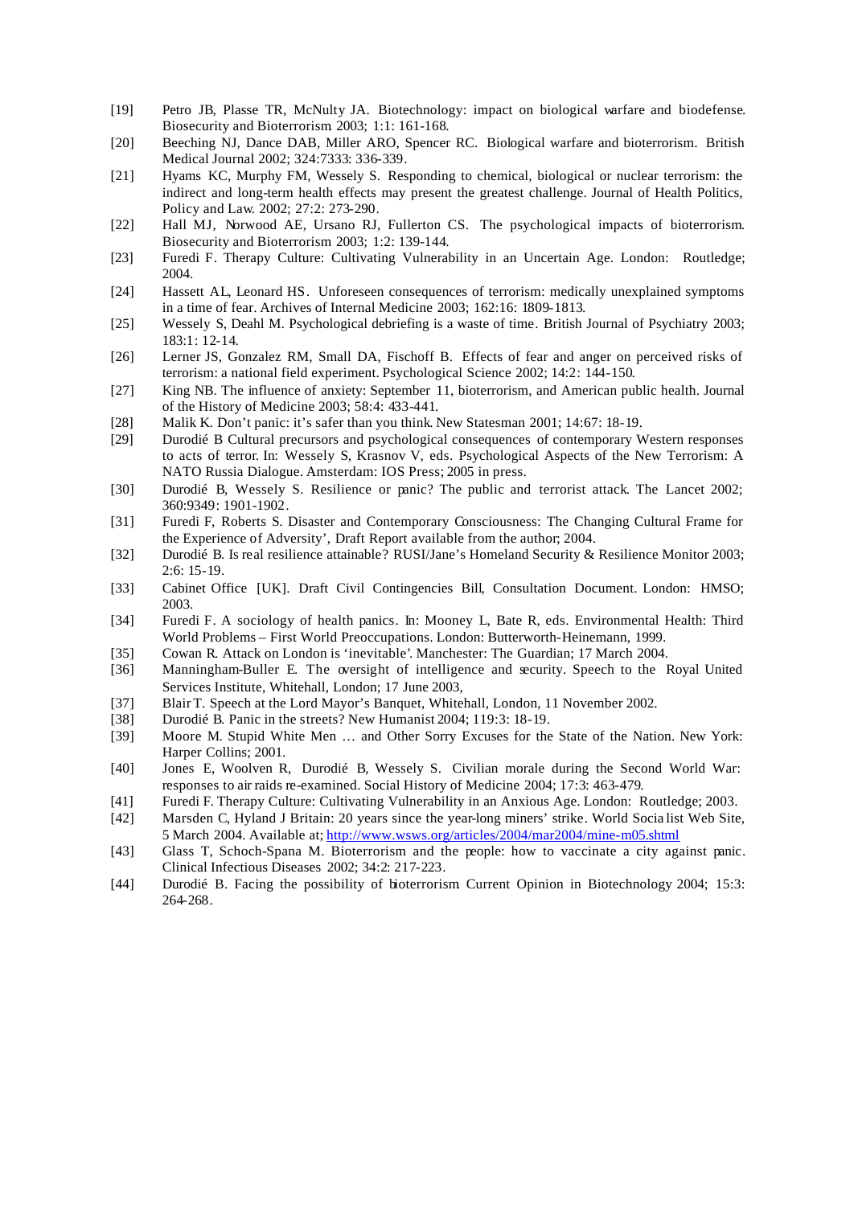[19] Petro JB, Plasse TR, McNulty JA. Biotechnology: impact on biological warfare and biodefense. Biosecurity and Bioterrorism 2003; 1:1: 161-168.

[20] Beeching NJ, Dance DAB, Miller ARO, Spencer RC. Biological warfare and bioterrorism. British Medical Journal 2002; 324:7333: 336-339.

[21] Hyams KC, Murphy FM, Wessely S. Responding to chemical, biological or nuclear terrorism: the indirect and long-term health effects may present the greatest challenge. Journal of Health Politics, Policy and Law. 2002; 27:2: 273-290.

[22] Hall MJ, Norwood AE, Ursano RJ, Fullerton CS. The psychological impacts of bioterrorism. Biosecurity and Bioterrorism 2003; 1:2: 139-144.

[23] Furedi F. Therapy Culture: Cultivating Vulnerability in an Uncertain Age. London: Routledge; 2004.

[24] Hassett AL, Leonard HS. Unforeseen consequences of terrorism: medically unexplained symptoms in a time of fear. Archives of Internal Medicine 2003; 162:16: 1809-1813.

[25] Wessely S, Deahl M. Psychological debriefing is a waste of time. British Journal of Psychiatry 2003; 183:1: 12-14.

[26] Lerner JS, Gonzalez RM, Small DA, Fischoff B. Effects of fear and anger on perceived risks of terrorism: a national field experiment. Psychological Science 2002; 14:2: 144-150.

[27] King NB. The influence of anxiety: September 11, bioterrorism, and American public health. Journal of the History of Medicine 2003; 58:4: 433-441.

[28] Malik K. Don't panic: it's safer than you think. New Statesman 2001; 14:67: 18-19.

[29] Durodié B Cultural precursors and psychological consequences of contemporary Western responses to acts of terror. In: Wessely S, Krasnov V, eds. Psychological Aspects of the New Terrorism: A NATO Russia Dialogue. Amsterdam: IOS Press; 2005 in press.

[30] Durodié B, Wessely S. Resilience or panic? The public and terrorist attack. The Lancet 2002; 360:9349: 1901-1902.

[31] Furedi F, Roberts S. Disaster and Contemporary Consciousness: The Changing Cultural Frame for the Experience of Adversity', Draft Report available from the author; 2004.

[32] Durodié B. Is real resilience attainable? RUSI/Jane's Homeland Security & Resilience Monitor 2003; 2:6: 15-19.

[33] Cabinet Office [UK]. Draft Civil Contingencies Bill, Consultation Document. London: HMSO; 2003.

[34] Furedi F. A sociology of health panics. In: Mooney L, Bate R, eds. Environmental Health: Third World Problems – First World Preoccupations. London: Butterworth-Heinemann, 1999.

[35] Cowan R. Attack on London is 'inevitable'. Manchester: The Guardian; 17 March 2004.

[36] Manningham-Buller E. The oversight of intelligence and security. Speech to the Royal United Services Institute, Whitehall, London; 17 June 2003,

[37] Blair T. Speech at the Lord Mayor's Banquet, Whitehall, London, 11 November 2002.

[38] Durodié B. Panic in the streets? New Humanist 2004; 119:3: 18-19.

[39] Moore M. Stupid White Men … and Other Sorry Excuses for the State of the Nation. New York: Harper Collins; 2001.

[40] Jones E, Woolven R, Durodié B, Wessely S. Civilian morale during the Second World War: responses to air raids re-examined. Social History of Medicine 2004; 17:3: 463-479.

[41] Furedi F. Therapy Culture: Cultivating Vulnerability in an Anxious Age. London: Routledge; 2003.

[42] Marsden C, Hyland J Britain: 20 years since the year-long miners' strike. World Socialist Web Site, 5 March 2004. Available at; http://www.wsws.org/articles/2004/mar2004/mine-m05.shtml

[43] Glass T, Schoch-Spana M. Bioterrorism and the people: how to vaccinate a city against panic. Clinical Infectious Diseases 2002; 34:2: 217-223.

[44] Durodié B. Facing the possibility of bioterrorism. Current Opinion in Biotechnology 2004; 15:3: 264-268.